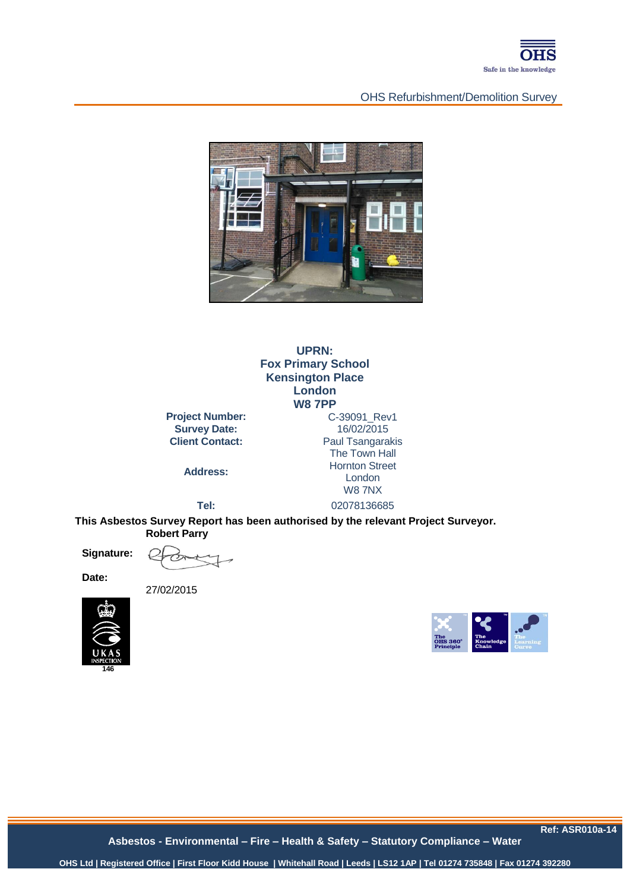OHS Refurbishment/Demolition Survey

**UPRN:**
**Fox Primary School**
**Kensington Place**
**London**
**W8 7PP**

| | |
|---|---|
| **Project Number:** | C-39091_Rev1 |
| **Survey Date:** | 16/02/2015 |
| **Client Contact:** | Paul Tsangarakis |
| **Address:** | The Town Hall<br>Hornton Street<br>London<br>W8 7NX |
| **Tel:** | 02078136685 |

**This Asbestos Survey Report has been authorised by the relevant Project Surveyor.**
**Robert Parry**

**Signature:**

**Date:**

27/02/2015

UKAS INSPECTION 146

Ref: ASR010a-14

Asbestos - Environmental – Fire – Health & Safety – Statutory Compliance – Water

OHS Ltd | Registered Office | First Floor Kidd House | Whitehall Road | Leeds | LS12 1AP | Tel 01274 735848 | Fax 01274 392280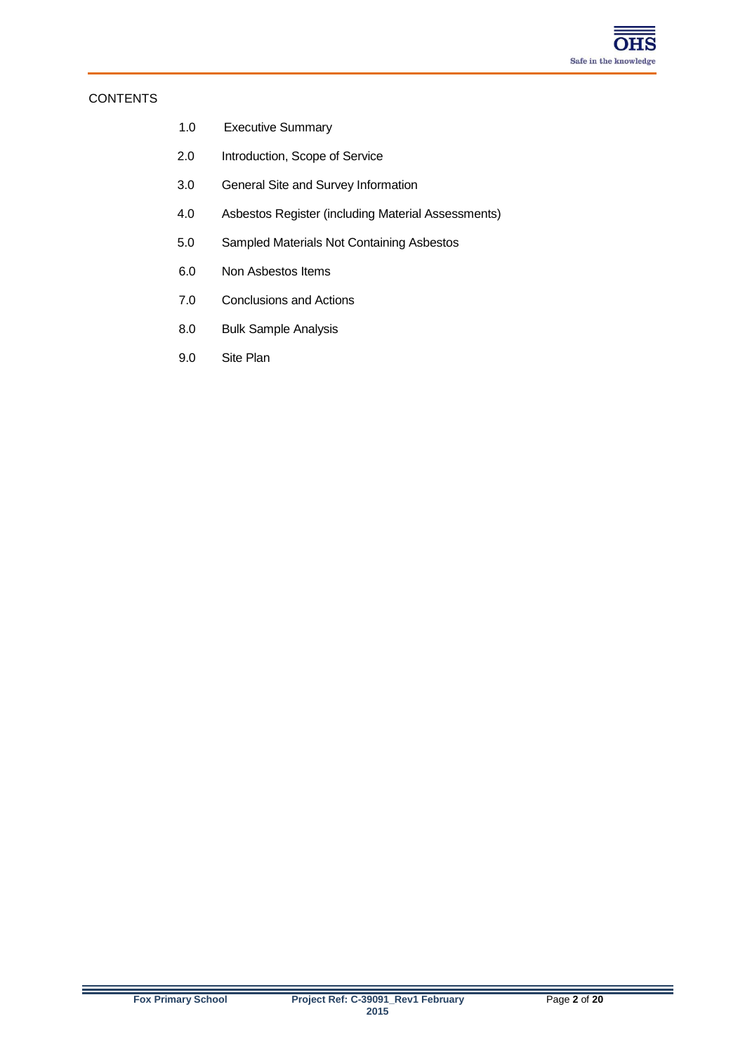CONTENTS

1.0 Executive Summary

2.0 Introduction, Scope of Service

3.0 General Site and Survey Information

4.0 Asbestos Register (including Material Assessments)

5.0 Sampled Materials Not Containing Asbestos

6.0 Non Asbestos Items

7.0 Conclusions and Actions

8.0 Bulk Sample Analysis

9.0 Site Plan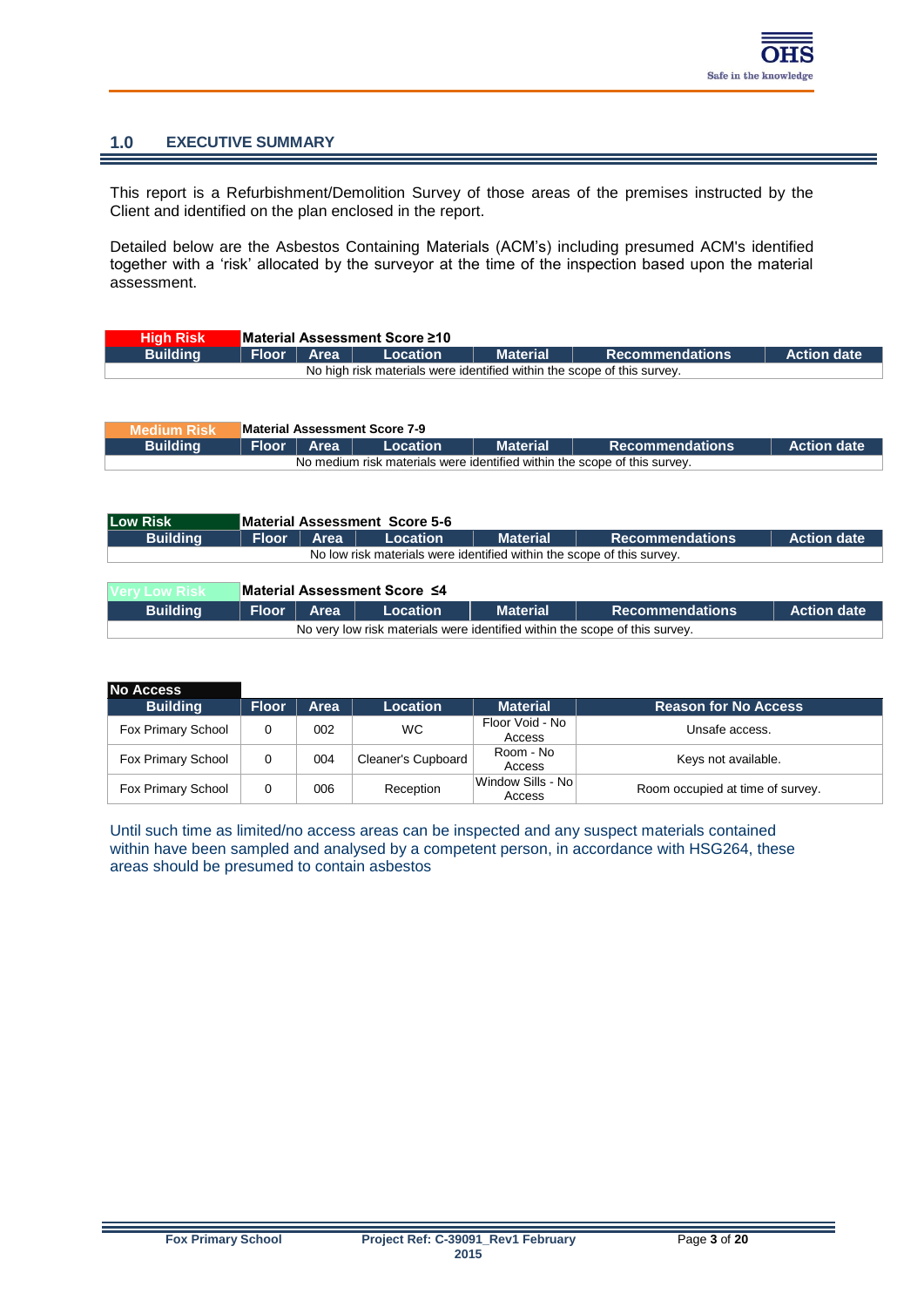## 1.0 EXECUTIVE SUMMARY

This report is a Refurbishment/Demolition Survey of those areas of the premises instructed by the Client and identified on the plan enclosed in the report.

Detailed below are the Asbestos Containing Materials (ACM's) including presumed ACM's identified together with a 'risk' allocated by the surveyor at the time of the inspection based upon the material assessment.

| High Risk | Material Assessment Score ≥10 | | | | | |
|---|---|---|---|---|---|---|
| **Building** | **Floor** | **Area** | **Location** | **Material** | **Recommendations** | **Action date** |
| No high risk materials were identified within the scope of this survey. | | | | | | |

| Medium Risk | Material Assessment Score 7-9 | | | | | |
|---|---|---|---|---|---|---|
| **Building** | **Floor** | **Area** | **Location** | **Material** | **Recommendations** | **Action date** |
| No medium risk materials were identified within the scope of this survey. | | | | | | |

| Low Risk | Material Assessment Score 5-6 | | | | | |
|---|---|---|---|---|---|---|
| **Building** | **Floor** | **Area** | **Location** | **Material** | **Recommendations** | **Action date** |
| No low risk materials were identified within the scope of this survey. | | | | | | |

| Very Low Risk | Material Assessment Score ≤4 | | | | | |
|---|---|---|---|---|---|---|
| **Building** | **Floor** | **Area** | **Location** | **Material** | **Recommendations** | **Action date** |
| No very low risk materials were identified within the scope of this survey. | | | | | | |

| No Access | | | | | |
|---|---|---|---|---|---|
| **Building** | **Floor** | **Area** | **Location** | **Material** | **Reason for No Access** |
| Fox Primary School | 0 | 002 | WC | Floor Void - No Access | Unsafe access. |
| Fox Primary School | 0 | 004 | Cleaner's Cupboard | Room - No Access | Keys not available. |
| Fox Primary School | 0 | 006 | Reception | Window Sills - No Access | Room occupied at time of survey. |

Until such time as limited/no access areas can be inspected and any suspect materials contained within have been sampled and analysed by a competent person, in accordance with HSG264, these areas should be presumed to contain asbestos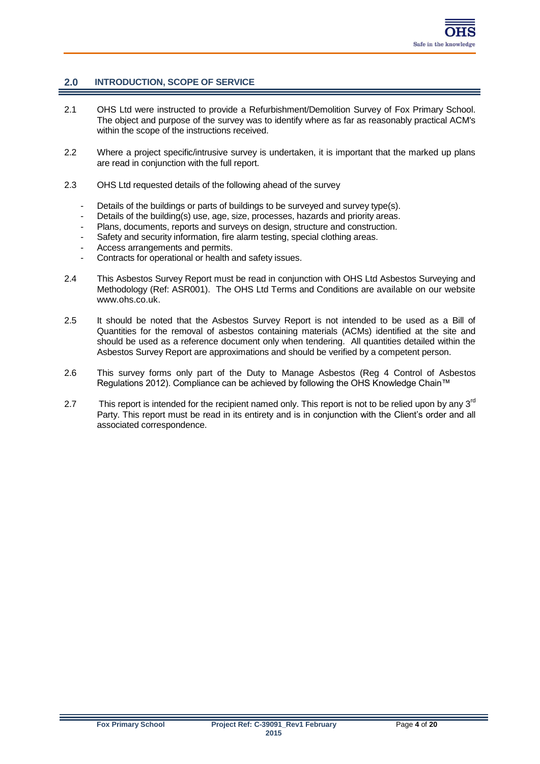## 2.0 INTRODUCTION, SCOPE OF SERVICE

2.1 OHS Ltd were instructed to provide a Refurbishment/Demolition Survey of Fox Primary School. The object and purpose of the survey was to identify where as far as reasonably practical ACM's within the scope of the instructions received.

2.2 Where a project specific/intrusive survey is undertaken, it is important that the marked up plans are read in conjunction with the full report.

2.3 OHS Ltd requested details of the following ahead of the survey

- Details of the buildings or parts of buildings to be surveyed and survey type(s).
- Details of the building(s) use, age, size, processes, hazards and priority areas.
- Plans, documents, reports and surveys on design, structure and construction.
- Safety and security information, fire alarm testing, special clothing areas.
- Access arrangements and permits.
- Contracts for operational or health and safety issues.

2.4 This Asbestos Survey Report must be read in conjunction with OHS Ltd Asbestos Surveying and Methodology (Ref: ASR001). The OHS Ltd Terms and Conditions are available on our website www.ohs.co.uk.

2.5 It should be noted that the Asbestos Survey Report is not intended to be used as a Bill of Quantities for the removal of asbestos containing materials (ACMs) identified at the site and should be used as a reference document only when tendering. All quantities detailed within the Asbestos Survey Report are approximations and should be verified by a competent person.

2.6 This survey forms only part of the Duty to Manage Asbestos (Reg 4 Control of Asbestos Regulations 2012). Compliance can be achieved by following the OHS Knowledge Chain™

2.7 This report is intended for the recipient named only. This report is not to be relied upon by any 3rd Party. This report must be read in its entirety and is in conjunction with the Client's order and all associated correspondence.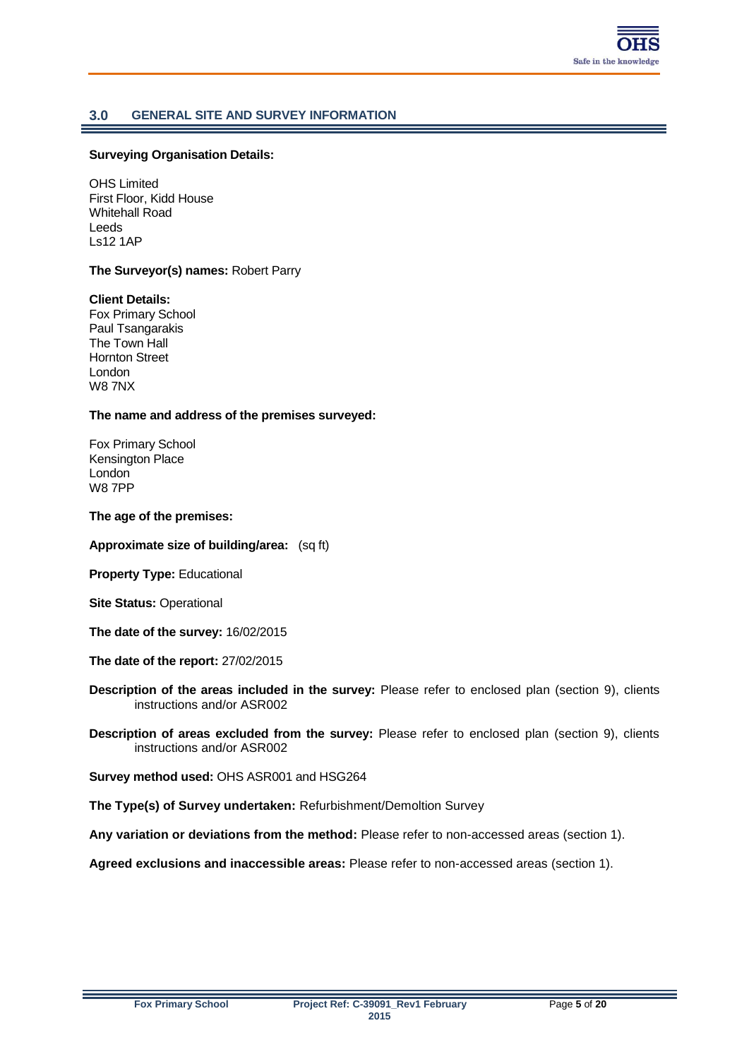## 3.0 GENERAL SITE AND SURVEY INFORMATION

**Surveying Organisation Details:**

OHS Limited
First Floor, Kidd House
Whitehall Road
Leeds
Ls12 1AP

**The Surveyor(s) names:** Robert Parry

**Client Details:**
Fox Primary School
Paul Tsangarakis
The Town Hall
Hornton Street
London
W8 7NX

**The name and address of the premises surveyed:**

Fox Primary School
Kensington Place
London
W8 7PP

**The age of the premises:**

**Approximate size of building/area:** (sq ft)

**Property Type:** Educational

**Site Status:** Operational

**The date of the survey:** 16/02/2015

**The date of the report:** 27/02/2015

**Description of the areas included in the survey:** Please refer to enclosed plan (section 9), clients instructions and/or ASR002

**Description of areas excluded from the survey:** Please refer to enclosed plan (section 9), clients instructions and/or ASR002

**Survey method used:** OHS ASR001 and HSG264

**The Type(s) of Survey undertaken:** Refurbishment/Demoltion Survey

**Any variation or deviations from the method:** Please refer to non-accessed areas (section 1).

**Agreed exclusions and inaccessible areas:** Please refer to non-accessed areas (section 1).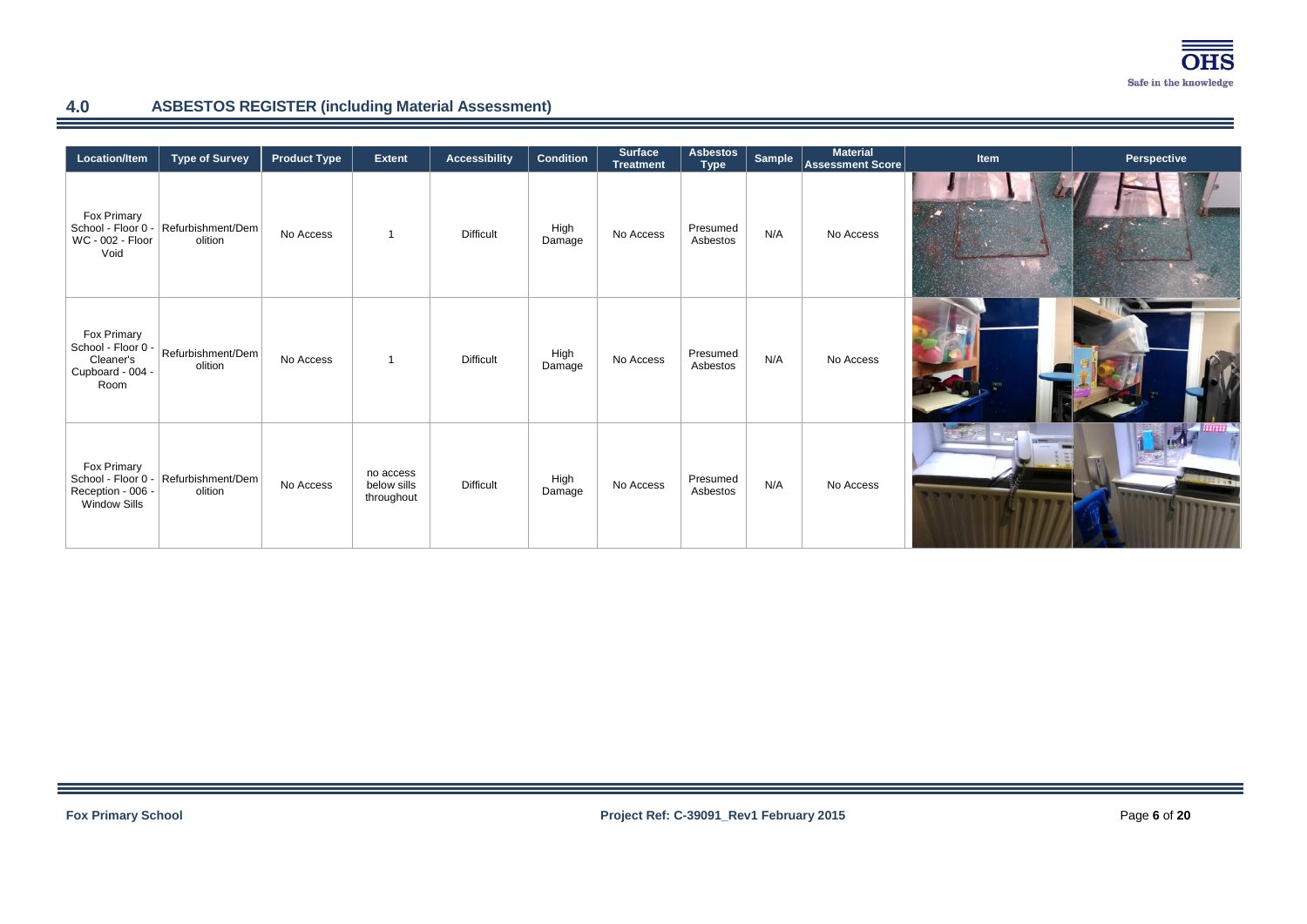## 4.0 ASBESTOS REGISTER (including Material Assessment)

| Location/Item | Type of Survey | Product Type | Extent | Accessibility | Condition | Surface Treatment | Asbestos Type | Sample | Material Assessment Score | Item | Perspective |
|---|---|---|---|---|---|---|---|---|---|---|---|
| Fox Primary School - Floor 0 - WC - 002 - Floor Void | Refurbishment/Demolition | No Access | 1 | Difficult | High Damage | No Access | Presumed Asbestos | N/A | No Access | | |
| Fox Primary School - Floor 0 - Cleaner's Cupboard - 004 - Room | Refurbishment/Demolition | No Access | 1 | Difficult | High Damage | No Access | Presumed Asbestos | N/A | No Access | | |
| Fox Primary School - Floor 0 - Reception - 006 - Window Sills | Refurbishment/Demolition | No Access | no access below sills throughout | Difficult | High Damage | No Access | Presumed Asbestos | N/A | No Access | | |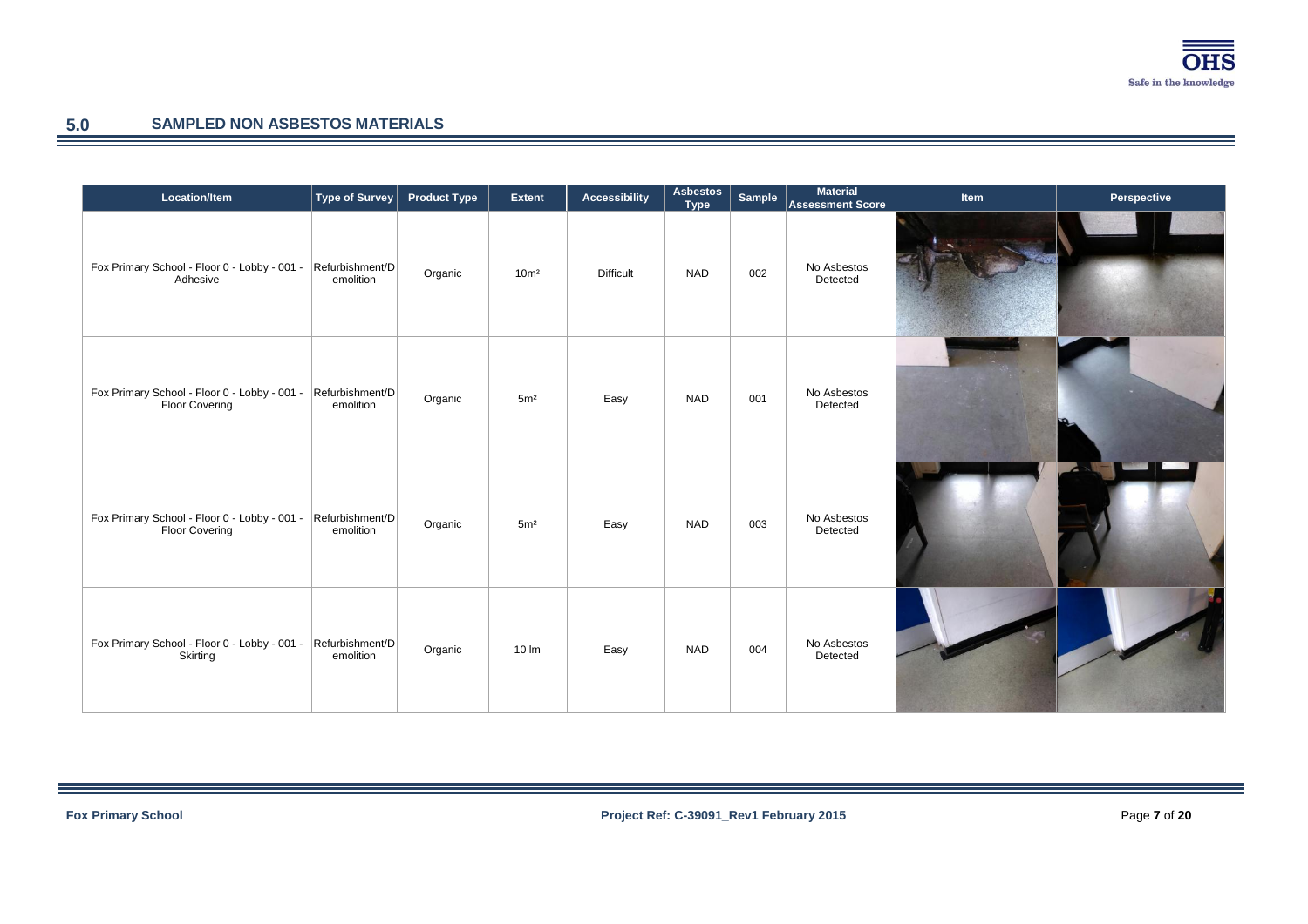## 5.0 SAMPLED NON ASBESTOS MATERIALS

| Location/Item | Type of Survey | Product Type | Extent | Accessibility | Asbestos Type | Sample | Material Assessment Score | Item | Perspective |
|---|---|---|---|---|---|---|---|---|---|
| Fox Primary School - Floor 0 - Lobby - 001 - Adhesive | Refurbishment/Demolition | Organic | 10m² | Difficult | NAD | 002 | No Asbestos Detected | | |
| Fox Primary School - Floor 0 - Lobby - 001 - Floor Covering | Refurbishment/Demolition | Organic | 5m² | Easy | NAD | 001 | No Asbestos Detected | | |
| Fox Primary School - Floor 0 - Lobby - 001 - Floor Covering | Refurbishment/Demolition | Organic | 5m² | Easy | NAD | 003 | No Asbestos Detected | | |
| Fox Primary School - Floor 0 - Lobby - 001 - Skirting | Refurbishment/Demolition | Organic | 10 lm | Easy | NAD | 004 | No Asbestos Detected | | |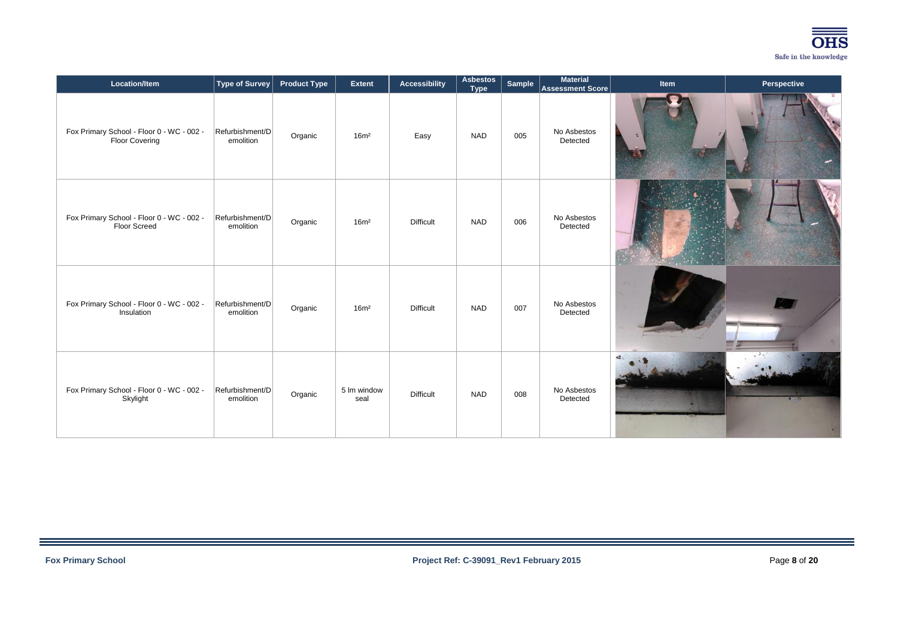| Location/Item | Type of Survey | Product Type | Extent | Accessibility | Asbestos Type | Sample | Material Assessment Score | Item | Perspective |
|---|---|---|---|---|---|---|---|---|---|
| Fox Primary School - Floor 0 - WC - 002 - Floor Covering | Refurbishment/Demolition | Organic | 16m² | Easy | NAD | 005 | No Asbestos Detected | | |
| Fox Primary School - Floor 0 - WC - 002 - Floor Screed | Refurbishment/Demolition | Organic | 16m² | Difficult | NAD | 006 | No Asbestos Detected | | |
| Fox Primary School - Floor 0 - WC - 002 - Insulation | Refurbishment/Demolition | Organic | 16m² | Difficult | NAD | 007 | No Asbestos Detected | | |
| Fox Primary School - Floor 0 - WC - 002 - Skylight | Refurbishment/Demolition | Organic | 5 lm window seal | Difficult | NAD | 008 | No Asbestos Detected | | |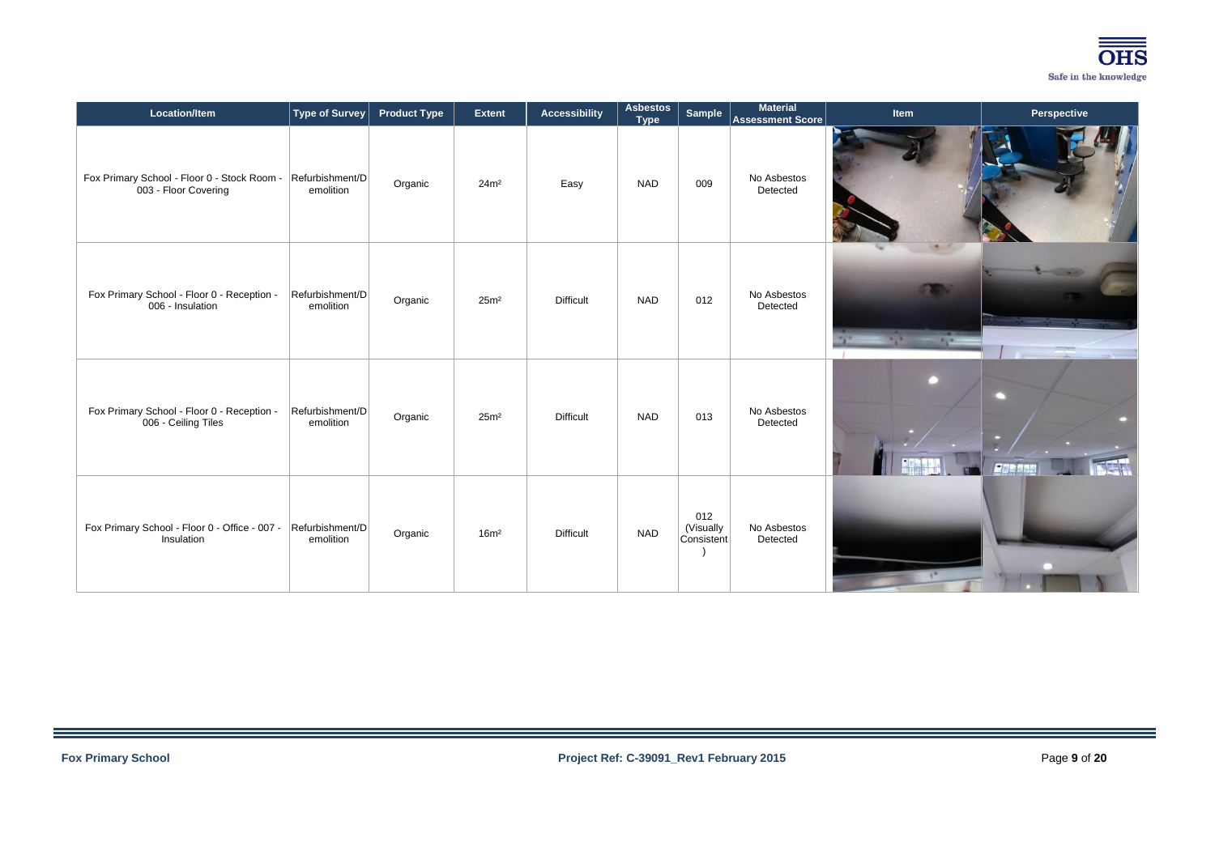| Location/Item | Type of Survey | Product Type | Extent | Accessibility | Asbestos Type | Sample | Material Assessment Score | Item | Perspective |
|---|---|---|---|---|---|---|---|---|---|
| Fox Primary School - Floor 0 - Stock Room - 003 - Floor Covering | Refurbishment/Demolition | Organic | 24m² | Easy | NAD | 009 | No Asbestos Detected | | |
| Fox Primary School - Floor 0 - Reception - 006 - Insulation | Refurbishment/Demolition | Organic | 25m² | Difficult | NAD | 012 | No Asbestos Detected | | |
| Fox Primary School - Floor 0 - Reception - 006 - Ceiling Tiles | Refurbishment/Demolition | Organic | 25m² | Difficult | NAD | 013 | No Asbestos Detected | | |
| Fox Primary School - Floor 0 - Office - 007 - Insulation | Refurbishment/Demolition | Organic | 16m² | Difficult | NAD | 012 (Visually Consistent) | No Asbestos Detected | | |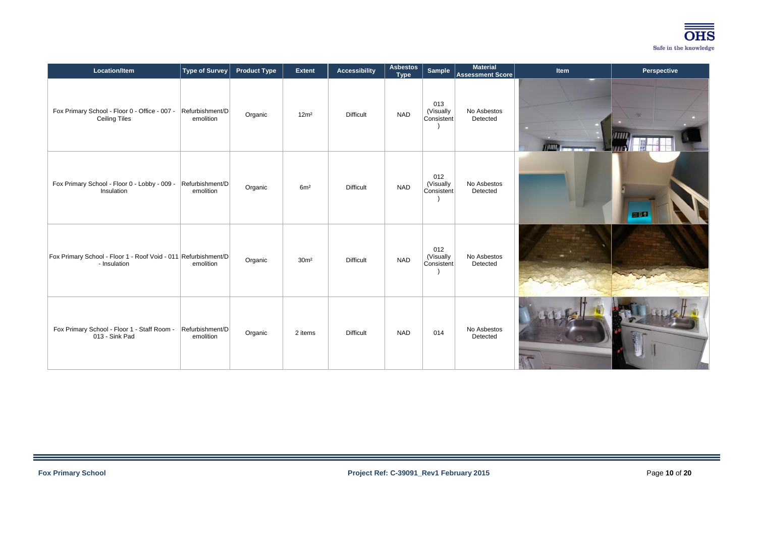| Location/Item | Type of Survey | Product Type | Extent | Accessibility | Asbestos Type | Sample | Material Assessment Score | Item | Perspective |
|---|---|---|---|---|---|---|---|---|---|
| Fox Primary School - Floor 0 - Office - 007 - Ceiling Tiles | Refurbishment/Demolition | Organic | 12m² | Difficult | NAD | 013 (Visually Consistent) | No Asbestos Detected | | |
| Fox Primary School - Floor 0 - Lobby - 009 - Insulation | Refurbishment/Demolition | Organic | 6m² | Difficult | NAD | 012 (Visually Consistent) | No Asbestos Detected | | |
| Fox Primary School - Floor 1 - Roof Void - 011 - Insulation | Refurbishment/Demolition | Organic | 30m² | Difficult | NAD | 012 (Visually Consistent) | No Asbestos Detected | | |
| Fox Primary School - Floor 1 - Staff Room - 013 - Sink Pad | Refurbishment/Demolition | Organic | 2 items | Difficult | NAD | 014 | No Asbestos Detected | | |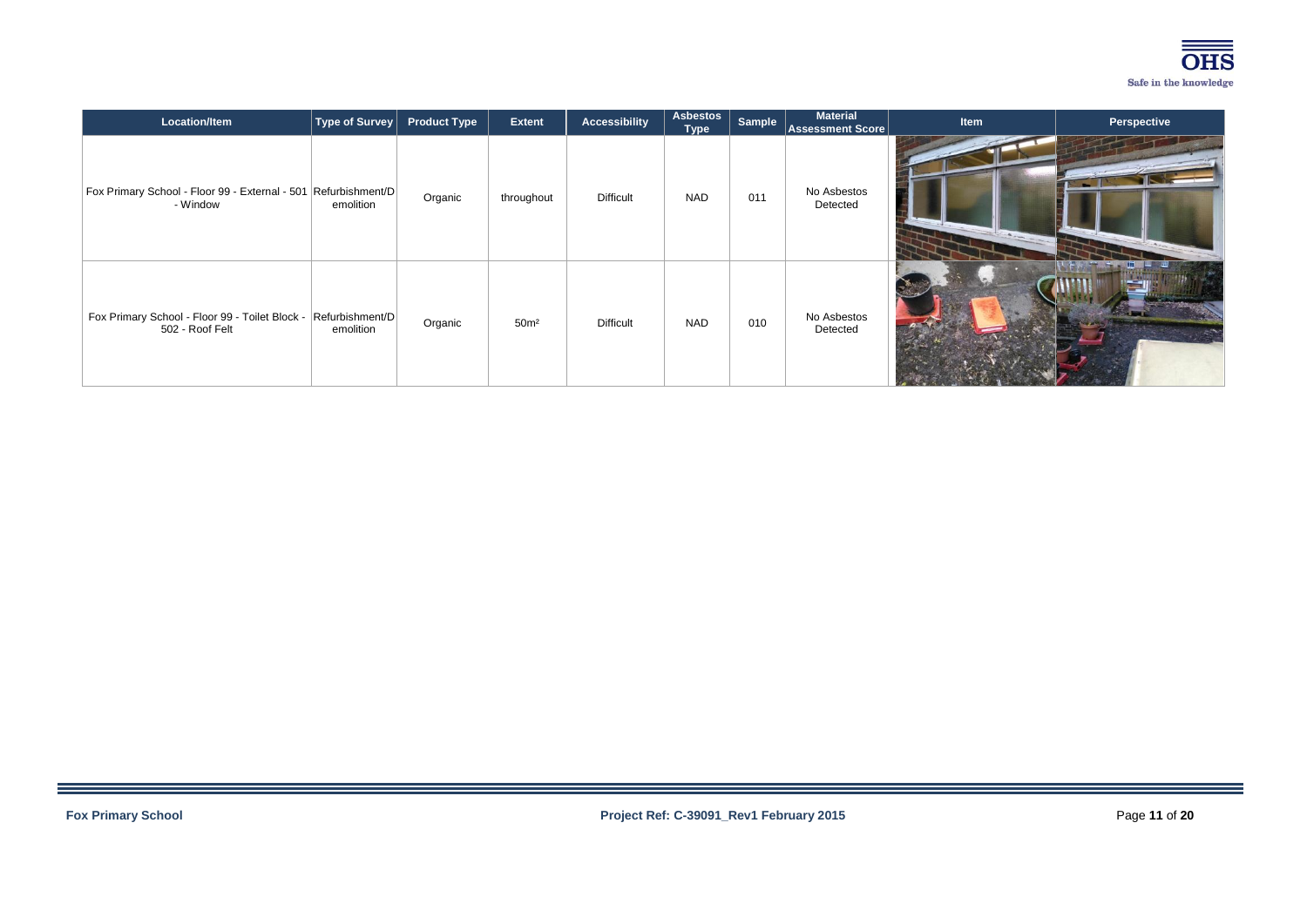| Location/Item | Type of Survey | Product Type | Extent | Accessibility | Asbestos Type | Sample | Material Assessment Score | Item | Perspective |
|---|---|---|---|---|---|---|---|---|---|
| Fox Primary School - Floor 99 - External - 501 - Window | Refurbishment/Demolition | Organic | throughout | Difficult | NAD | 011 | No Asbestos Detected | | |
| Fox Primary School - Floor 99 - Toilet Block - 502 - Roof Felt | Refurbishment/Demolition | Organic | 50m² | Difficult | NAD | 010 | No Asbestos Detected | | |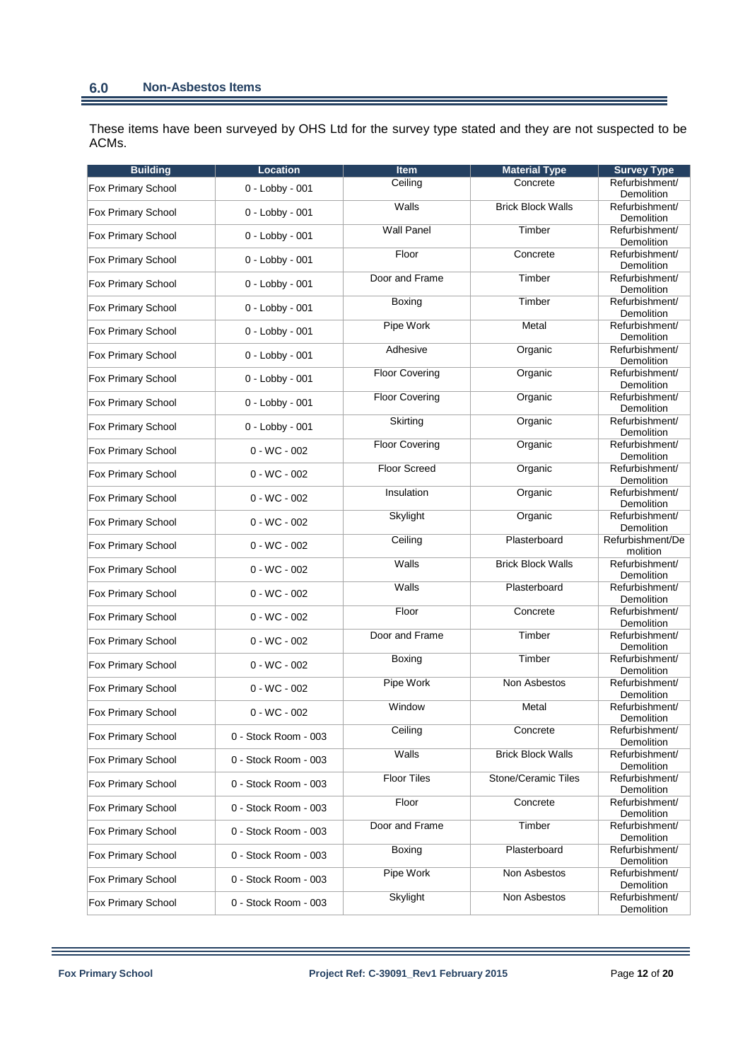## 6.0 Non-Asbestos Items

These items have been surveyed by OHS Ltd for the survey type stated and they are not suspected to be ACMs.

| Building | Location | Item | Material Type | Survey Type |
|---|---|---|---|---|
| Fox Primary School | 0 - Lobby - 001 | Ceiling | Concrete | Refurbishment/ Demolition |
| Fox Primary School | 0 - Lobby - 001 | Walls | Brick Block Walls | Refurbishment/ Demolition |
| Fox Primary School | 0 - Lobby - 001 | Wall Panel | Timber | Refurbishment/ Demolition |
| Fox Primary School | 0 - Lobby - 001 | Floor | Concrete | Refurbishment/ Demolition |
| Fox Primary School | 0 - Lobby - 001 | Door and Frame | Timber | Refurbishment/ Demolition |
| Fox Primary School | 0 - Lobby - 001 | Boxing | Timber | Refurbishment/ Demolition |
| Fox Primary School | 0 - Lobby - 001 | Pipe Work | Metal | Refurbishment/ Demolition |
| Fox Primary School | 0 - Lobby - 001 | Adhesive | Organic | Refurbishment/ Demolition |
| Fox Primary School | 0 - Lobby - 001 | Floor Covering | Organic | Refurbishment/ Demolition |
| Fox Primary School | 0 - Lobby - 001 | Floor Covering | Organic | Refurbishment/ Demolition |
| Fox Primary School | 0 - Lobby - 001 | Skirting | Organic | Refurbishment/ Demolition |
| Fox Primary School | 0 - WC - 002 | Floor Covering | Organic | Refurbishment/ Demolition |
| Fox Primary School | 0 - WC - 002 | Floor Screed | Organic | Refurbishment/ Demolition |
| Fox Primary School | 0 - WC - 002 | Insulation | Organic | Refurbishment/ Demolition |
| Fox Primary School | 0 - WC - 002 | Skylight | Organic | Refurbishment/ Demolition |
| Fox Primary School | 0 - WC - 002 | Ceiling | Plasterboard | Refurbishment/Demolition |
| Fox Primary School | 0 - WC - 002 | Walls | Brick Block Walls | Refurbishment/ Demolition |
| Fox Primary School | 0 - WC - 002 | Walls | Plasterboard | Refurbishment/ Demolition |
| Fox Primary School | 0 - WC - 002 | Floor | Concrete | Refurbishment/ Demolition |
| Fox Primary School | 0 - WC - 002 | Door and Frame | Timber | Refurbishment/ Demolition |
| Fox Primary School | 0 - WC - 002 | Boxing | Timber | Refurbishment/ Demolition |
| Fox Primary School | 0 - WC - 002 | Pipe Work | Non Asbestos | Refurbishment/ Demolition |
| Fox Primary School | 0 - WC - 002 | Window | Metal | Refurbishment/ Demolition |
| Fox Primary School | 0 - Stock Room - 003 | Ceiling | Concrete | Refurbishment/ Demolition |
| Fox Primary School | 0 - Stock Room - 003 | Walls | Brick Block Walls | Refurbishment/ Demolition |
| Fox Primary School | 0 - Stock Room - 003 | Floor Tiles | Stone/Ceramic Tiles | Refurbishment/ Demolition |
| Fox Primary School | 0 - Stock Room - 003 | Floor | Concrete | Refurbishment/ Demolition |
| Fox Primary School | 0 - Stock Room - 003 | Door and Frame | Timber | Refurbishment/ Demolition |
| Fox Primary School | 0 - Stock Room - 003 | Boxing | Plasterboard | Refurbishment/ Demolition |
| Fox Primary School | 0 - Stock Room - 003 | Pipe Work | Non Asbestos | Refurbishment/ Demolition |
| Fox Primary School | 0 - Stock Room - 003 | Skylight | Non Asbestos | Refurbishment/ Demolition |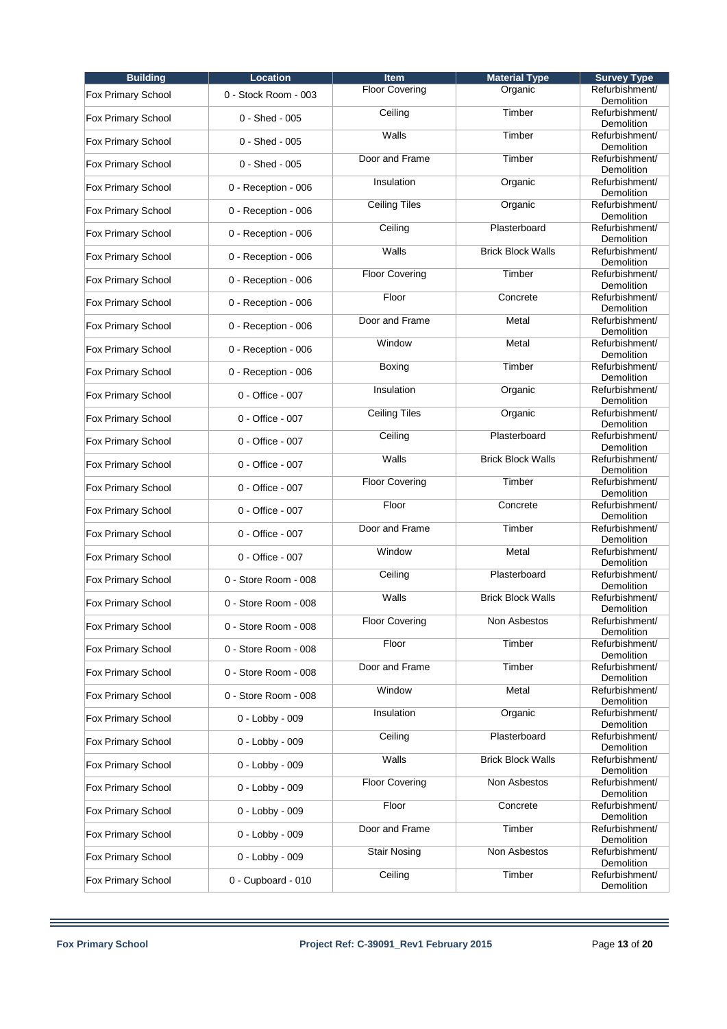| Building | Location | Item | Material Type | Survey Type |
| --- | --- | --- | --- | --- |
| Fox Primary School | 0 - Stock Room - 003 | Floor Covering | Organic | Refurbishment/ Demolition |
| Fox Primary School | 0 - Shed - 005 | Ceiling | Timber | Refurbishment/ Demolition |
| Fox Primary School | 0 - Shed - 005 | Walls | Timber | Refurbishment/ Demolition |
| Fox Primary School | 0 - Shed - 005 | Door and Frame | Timber | Refurbishment/ Demolition |
| Fox Primary School | 0 - Reception - 006 | Insulation | Organic | Refurbishment/ Demolition |
| Fox Primary School | 0 - Reception - 006 | Ceiling Tiles | Organic | Refurbishment/ Demolition |
| Fox Primary School | 0 - Reception - 006 | Ceiling | Plasterboard | Refurbishment/ Demolition |
| Fox Primary School | 0 - Reception - 006 | Walls | Brick Block Walls | Refurbishment/ Demolition |
| Fox Primary School | 0 - Reception - 006 | Floor Covering | Timber | Refurbishment/ Demolition |
| Fox Primary School | 0 - Reception - 006 | Floor | Concrete | Refurbishment/ Demolition |
| Fox Primary School | 0 - Reception - 006 | Door and Frame | Metal | Refurbishment/ Demolition |
| Fox Primary School | 0 - Reception - 006 | Window | Metal | Refurbishment/ Demolition |
| Fox Primary School | 0 - Reception - 006 | Boxing | Timber | Refurbishment/ Demolition |
| Fox Primary School | 0 - Office - 007 | Insulation | Organic | Refurbishment/ Demolition |
| Fox Primary School | 0 - Office - 007 | Ceiling Tiles | Organic | Refurbishment/ Demolition |
| Fox Primary School | 0 - Office - 007 | Ceiling | Plasterboard | Refurbishment/ Demolition |
| Fox Primary School | 0 - Office - 007 | Walls | Brick Block Walls | Refurbishment/ Demolition |
| Fox Primary School | 0 - Office - 007 | Floor Covering | Timber | Refurbishment/ Demolition |
| Fox Primary School | 0 - Office - 007 | Floor | Concrete | Refurbishment/ Demolition |
| Fox Primary School | 0 - Office - 007 | Door and Frame | Timber | Refurbishment/ Demolition |
| Fox Primary School | 0 - Office - 007 | Window | Metal | Refurbishment/ Demolition |
| Fox Primary School | 0 - Store Room - 008 | Ceiling | Plasterboard | Refurbishment/ Demolition |
| Fox Primary School | 0 - Store Room - 008 | Walls | Brick Block Walls | Refurbishment/ Demolition |
| Fox Primary School | 0 - Store Room - 008 | Floor Covering | Non Asbestos | Refurbishment/ Demolition |
| Fox Primary School | 0 - Store Room - 008 | Floor | Timber | Refurbishment/ Demolition |
| Fox Primary School | 0 - Store Room - 008 | Door and Frame | Timber | Refurbishment/ Demolition |
| Fox Primary School | 0 - Store Room - 008 | Window | Metal | Refurbishment/ Demolition |
| Fox Primary School | 0 - Lobby - 009 | Insulation | Organic | Refurbishment/ Demolition |
| Fox Primary School | 0 - Lobby - 009 | Ceiling | Plasterboard | Refurbishment/ Demolition |
| Fox Primary School | 0 - Lobby - 009 | Walls | Brick Block Walls | Refurbishment/ Demolition |
| Fox Primary School | 0 - Lobby - 009 | Floor Covering | Non Asbestos | Refurbishment/ Demolition |
| Fox Primary School | 0 - Lobby - 009 | Floor | Concrete | Refurbishment/ Demolition |
| Fox Primary School | 0 - Lobby - 009 | Door and Frame | Timber | Refurbishment/ Demolition |
| Fox Primary School | 0 - Lobby - 009 | Stair Nosing | Non Asbestos | Refurbishment/ Demolition |
| Fox Primary School | 0 - Cupboard - 010 | Ceiling | Timber | Refurbishment/ Demolition |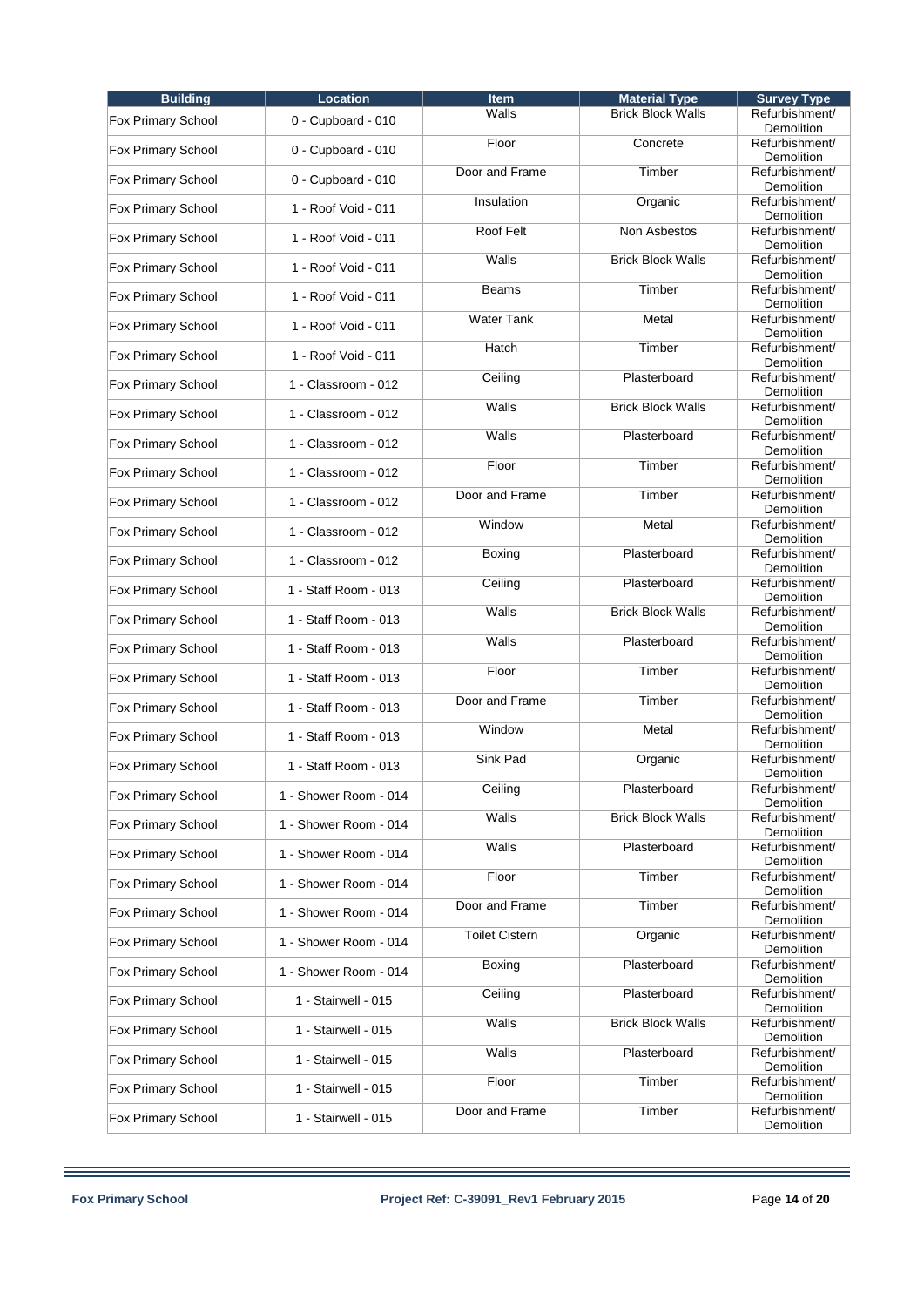| Building | Location | Item | Material Type | Survey Type |
|---|---|---|---|---|
| Fox Primary School | 0 - Cupboard - 010 | Walls | Brick Block Walls | Refurbishment/ Demolition |
| Fox Primary School | 0 - Cupboard - 010 | Floor | Concrete | Refurbishment/ Demolition |
| Fox Primary School | 0 - Cupboard - 010 | Door and Frame | Timber | Refurbishment/ Demolition |
| Fox Primary School | 1 - Roof Void - 011 | Insulation | Organic | Refurbishment/ Demolition |
| Fox Primary School | 1 - Roof Void - 011 | Roof Felt | Non Asbestos | Refurbishment/ Demolition |
| Fox Primary School | 1 - Roof Void - 011 | Walls | Brick Block Walls | Refurbishment/ Demolition |
| Fox Primary School | 1 - Roof Void - 011 | Beams | Timber | Refurbishment/ Demolition |
| Fox Primary School | 1 - Roof Void - 011 | Water Tank | Metal | Refurbishment/ Demolition |
| Fox Primary School | 1 - Roof Void - 011 | Hatch | Timber | Refurbishment/ Demolition |
| Fox Primary School | 1 - Classroom - 012 | Ceiling | Plasterboard | Refurbishment/ Demolition |
| Fox Primary School | 1 - Classroom - 012 | Walls | Brick Block Walls | Refurbishment/ Demolition |
| Fox Primary School | 1 - Classroom - 012 | Walls | Plasterboard | Refurbishment/ Demolition |
| Fox Primary School | 1 - Classroom - 012 | Floor | Timber | Refurbishment/ Demolition |
| Fox Primary School | 1 - Classroom - 012 | Door and Frame | Timber | Refurbishment/ Demolition |
| Fox Primary School | 1 - Classroom - 012 | Window | Metal | Refurbishment/ Demolition |
| Fox Primary School | 1 - Classroom - 012 | Boxing | Plasterboard | Refurbishment/ Demolition |
| Fox Primary School | 1 - Staff Room - 013 | Ceiling | Plasterboard | Refurbishment/ Demolition |
| Fox Primary School | 1 - Staff Room - 013 | Walls | Brick Block Walls | Refurbishment/ Demolition |
| Fox Primary School | 1 - Staff Room - 013 | Walls | Plasterboard | Refurbishment/ Demolition |
| Fox Primary School | 1 - Staff Room - 013 | Floor | Timber | Refurbishment/ Demolition |
| Fox Primary School | 1 - Staff Room - 013 | Door and Frame | Timber | Refurbishment/ Demolition |
| Fox Primary School | 1 - Staff Room - 013 | Window | Metal | Refurbishment/ Demolition |
| Fox Primary School | 1 - Staff Room - 013 | Sink Pad | Organic | Refurbishment/ Demolition |
| Fox Primary School | 1 - Shower Room - 014 | Ceiling | Plasterboard | Refurbishment/ Demolition |
| Fox Primary School | 1 - Shower Room - 014 | Walls | Brick Block Walls | Refurbishment/ Demolition |
| Fox Primary School | 1 - Shower Room - 014 | Walls | Plasterboard | Refurbishment/ Demolition |
| Fox Primary School | 1 - Shower Room - 014 | Floor | Timber | Refurbishment/ Demolition |
| Fox Primary School | 1 - Shower Room - 014 | Door and Frame | Timber | Refurbishment/ Demolition |
| Fox Primary School | 1 - Shower Room - 014 | Toilet Cistern | Organic | Refurbishment/ Demolition |
| Fox Primary School | 1 - Shower Room - 014 | Boxing | Plasterboard | Refurbishment/ Demolition |
| Fox Primary School | 1 - Stairwell - 015 | Ceiling | Plasterboard | Refurbishment/ Demolition |
| Fox Primary School | 1 - Stairwell - 015 | Walls | Brick Block Walls | Refurbishment/ Demolition |
| Fox Primary School | 1 - Stairwell - 015 | Walls | Plasterboard | Refurbishment/ Demolition |
| Fox Primary School | 1 - Stairwell - 015 | Floor | Timber | Refurbishment/ Demolition |
| Fox Primary School | 1 - Stairwell - 015 | Door and Frame | Timber | Refurbishment/ Demolition |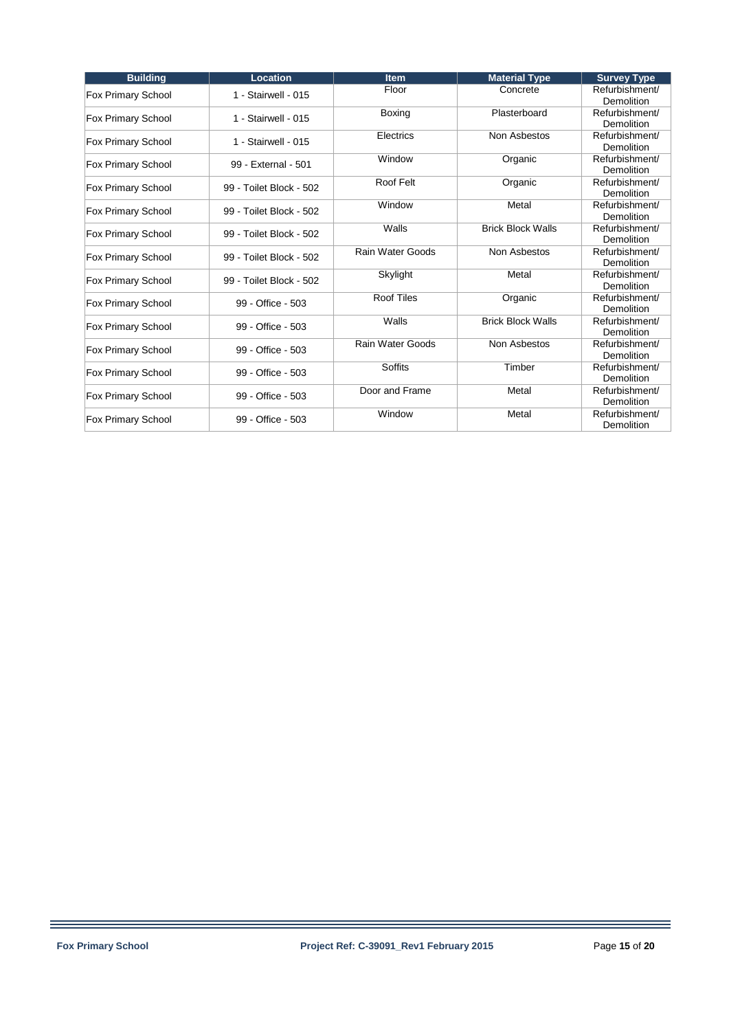| Building | Location | Item | Material Type | Survey Type |
| --- | --- | --- | --- | --- |
| Fox Primary School | 1 - Stairwell - 015 | Floor | Concrete | Refurbishment/ Demolition |
| Fox Primary School | 1 - Stairwell - 015 | Boxing | Plasterboard | Refurbishment/ Demolition |
| Fox Primary School | 1 - Stairwell - 015 | Electrics | Non Asbestos | Refurbishment/ Demolition |
| Fox Primary School | 99 - External - 501 | Window | Organic | Refurbishment/ Demolition |
| Fox Primary School | 99 - Toilet Block - 502 | Roof Felt | Organic | Refurbishment/ Demolition |
| Fox Primary School | 99 - Toilet Block - 502 | Window | Metal | Refurbishment/ Demolition |
| Fox Primary School | 99 - Toilet Block - 502 | Walls | Brick Block Walls | Refurbishment/ Demolition |
| Fox Primary School | 99 - Toilet Block - 502 | Rain Water Goods | Non Asbestos | Refurbishment/ Demolition |
| Fox Primary School | 99 - Toilet Block - 502 | Skylight | Metal | Refurbishment/ Demolition |
| Fox Primary School | 99 - Office - 503 | Roof Tiles | Organic | Refurbishment/ Demolition |
| Fox Primary School | 99 - Office - 503 | Walls | Brick Block Walls | Refurbishment/ Demolition |
| Fox Primary School | 99 - Office - 503 | Rain Water Goods | Non Asbestos | Refurbishment/ Demolition |
| Fox Primary School | 99 - Office - 503 | Soffits | Timber | Refurbishment/ Demolition |
| Fox Primary School | 99 - Office - 503 | Door and Frame | Metal | Refurbishment/ Demolition |
| Fox Primary School | 99 - Office - 503 | Window | Metal | Refurbishment/ Demolition |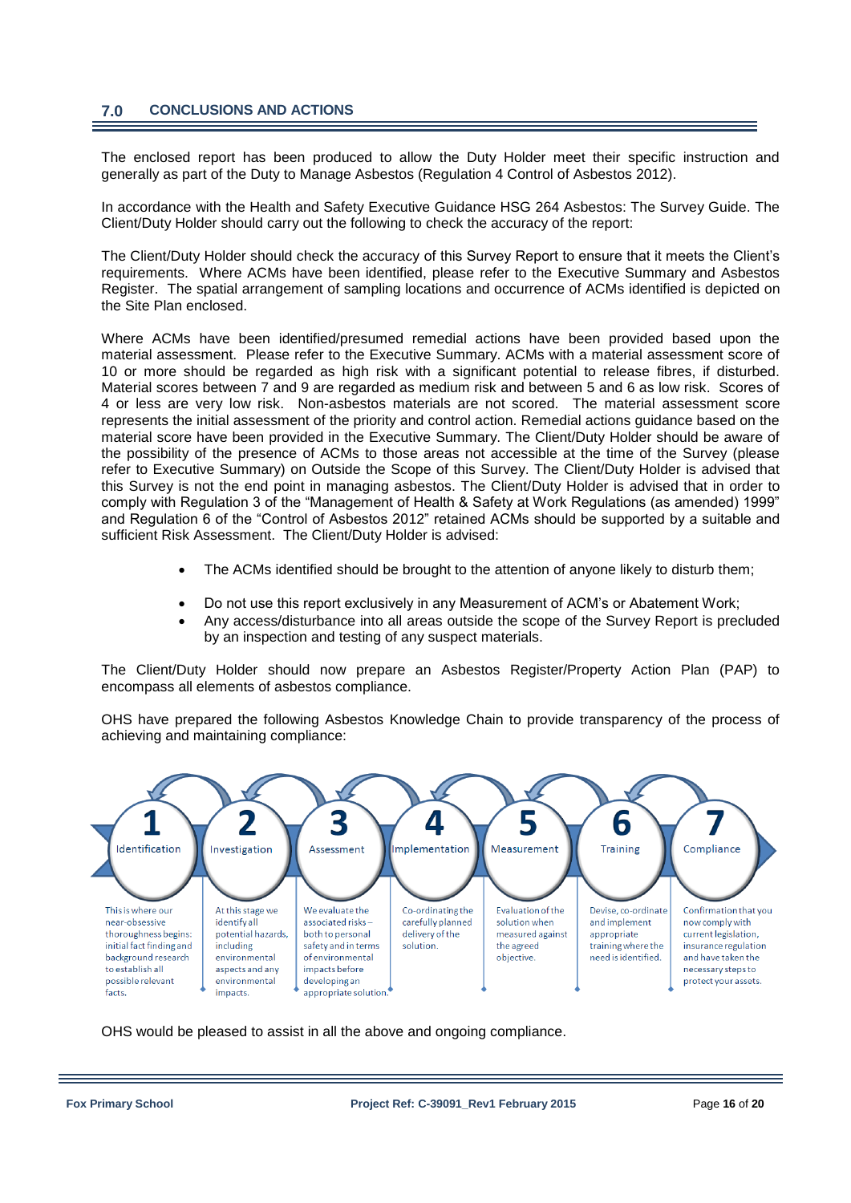## 7.0 CONCLUSIONS AND ACTIONS

The enclosed report has been produced to allow the Duty Holder meet their specific instruction and generally as part of the Duty to Manage Asbestos (Regulation 4 Control of Asbestos 2012).

In accordance with the Health and Safety Executive Guidance HSG 264 Asbestos: The Survey Guide. The Client/Duty Holder should carry out the following to check the accuracy of the report:

The Client/Duty Holder should check the accuracy of this Survey Report to ensure that it meets the Client's requirements. Where ACMs have been identified, please refer to the Executive Summary and Asbestos Register. The spatial arrangement of sampling locations and occurrence of ACMs identified is depicted on the Site Plan enclosed.

Where ACMs have been identified/presumed remedial actions have been provided based upon the material assessment. Please refer to the Executive Summary. ACMs with a material assessment score of 10 or more should be regarded as high risk with a significant potential to release fibres, if disturbed. Material scores between 7 and 9 are regarded as medium risk and between 5 and 6 as low risk. Scores of 4 or less are very low risk. Non-asbestos materials are not scored. The material assessment score represents the initial assessment of the priority and control action. Remedial actions guidance based on the material score have been provided in the Executive Summary. The Client/Duty Holder should be aware of the possibility of the presence of ACMs to those areas not accessible at the time of the Survey (please refer to Executive Summary) on Outside the Scope of this Survey. The Client/Duty Holder is advised that this Survey is not the end point in managing asbestos. The Client/Duty Holder is advised that in order to comply with Regulation 3 of the "Management of Health & Safety at Work Regulations (as amended) 1999" and Regulation 6 of the "Control of Asbestos 2012" retained ACMs should be supported by a suitable and sufficient Risk Assessment. The Client/Duty Holder is advised:

- The ACMs identified should be brought to the attention of anyone likely to disturb them;
- Do not use this report exclusively in any Measurement of ACM's or Abatement Work;
- Any access/disturbance into all areas outside the scope of the Survey Report is precluded by an inspection and testing of any suspect materials.

The Client/Duty Holder should now prepare an Asbestos Register/Property Action Plan (PAP) to encompass all elements of asbestos compliance.

OHS have prepared the following Asbestos Knowledge Chain to provide transparency of the process of achieving and maintaining compliance:

1. **Identification** – This is where our near-obsessive thoroughness begins: initial fact finding and background research to establish all possible relevant facts.
2. **Investigation** – At this stage we identify all potential hazards, including environmental aspects and any environmental impacts.
3. **Assessment** – We evaluate the associated risks – both to personal safety and in terms of environmental impacts before developing an appropriate solution.
4. **Implementation** – Co-ordinating the carefully planned delivery of the solution.
5. **Measurement** – Evaluation of the solution when measured against the agreed objective.
6. **Training** – Devise, co-ordinate and implement appropriate training where the need is identified.
7. **Compliance** – Confirmation that you now comply with current legislation, insurance regulation and have taken the necessary steps to protect your assets.

OHS would be pleased to assist in all the above and ongoing compliance.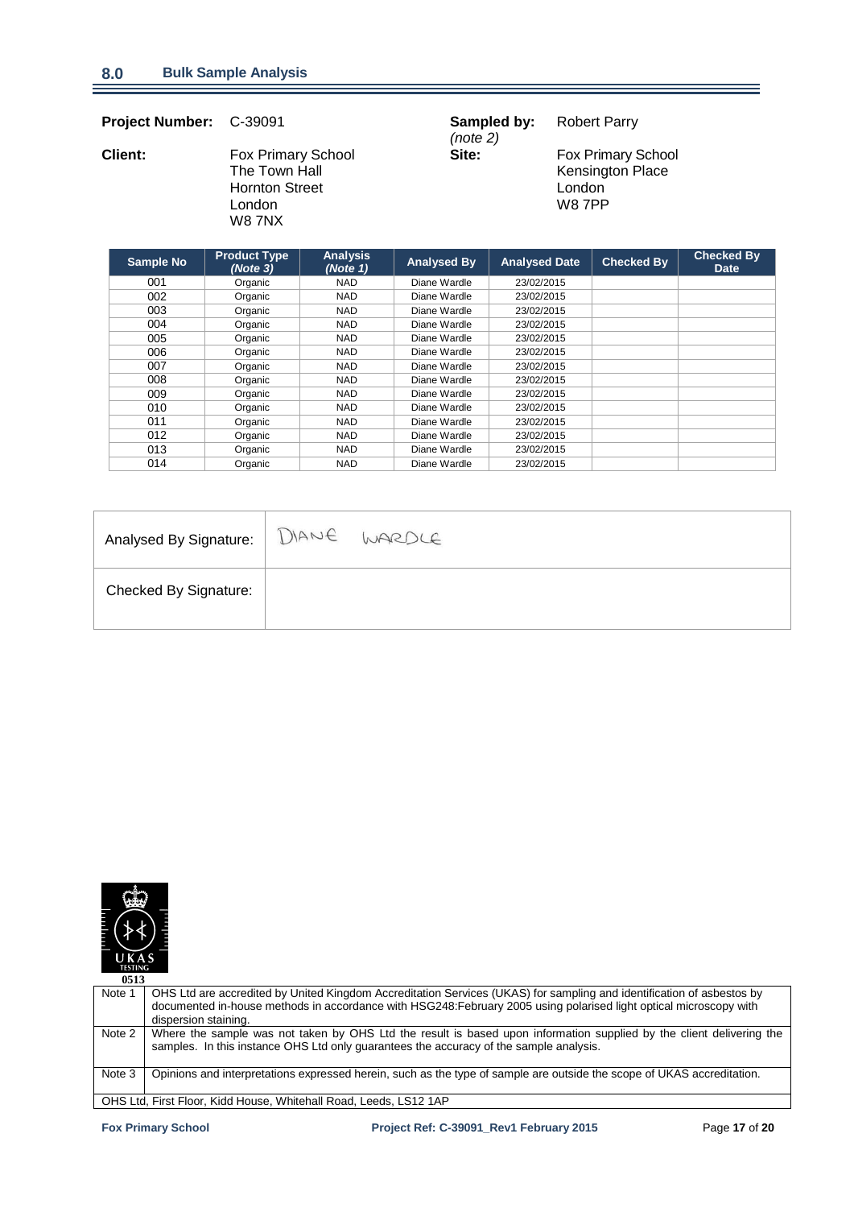## 8.0 Bulk Sample Analysis

**Project Number:** C-39091

**Sampled by:** *(note 2)* Robert Parry

**Client:** Fox Primary School
The Town Hall
Hornton Street
London
W8 7NX

**Site:** Fox Primary School
Kensington Place
London
W8 7PP

| Sample No | Product Type *(Note 3)* | Analysis *(Note 1)* | Analysed By | Analysed Date | Checked By | Checked By Date |
|---|---|---|---|---|---|---|
| 001 | Organic | NAD | Diane Wardle | 23/02/2015 | | |
| 002 | Organic | NAD | Diane Wardle | 23/02/2015 | | |
| 003 | Organic | NAD | Diane Wardle | 23/02/2015 | | |
| 004 | Organic | NAD | Diane Wardle | 23/02/2015 | | |
| 005 | Organic | NAD | Diane Wardle | 23/02/2015 | | |
| 006 | Organic | NAD | Diane Wardle | 23/02/2015 | | |
| 007 | Organic | NAD | Diane Wardle | 23/02/2015 | | |
| 008 | Organic | NAD | Diane Wardle | 23/02/2015 | | |
| 009 | Organic | NAD | Diane Wardle | 23/02/2015 | | |
| 010 | Organic | NAD | Diane Wardle | 23/02/2015 | | |
| 011 | Organic | NAD | Diane Wardle | 23/02/2015 | | |
| 012 | Organic | NAD | Diane Wardle | 23/02/2015 | | |
| 013 | Organic | NAD | Diane Wardle | 23/02/2015 | | |
| 014 | Organic | NAD | Diane Wardle | 23/02/2015 | | |

| | |
|---|---|
| Analysed By Signature: | DIANE WARDLE |
| Checked By Signature: | |

UKAS TESTING 0513

| | |
|---|---|
| Note 1 | OHS Ltd are accredited by United Kingdom Accreditation Services (UKAS) for sampling and identification of asbestos by documented in-house methods in accordance with HSG248:February 2005 using polarised light optical microscopy with dispersion staining. |
| Note 2 | Where the sample was not taken by OHS Ltd the result is based upon information supplied by the client delivering the samples. In this instance OHS Ltd only guarantees the accuracy of the sample analysis. |
| Note 3 | Opinions and interpretations expressed herein, such as the type of sample are outside the scope of UKAS accreditation. |

OHS Ltd, First Floor, Kidd House, Whitehall Road, Leeds, LS12 1AP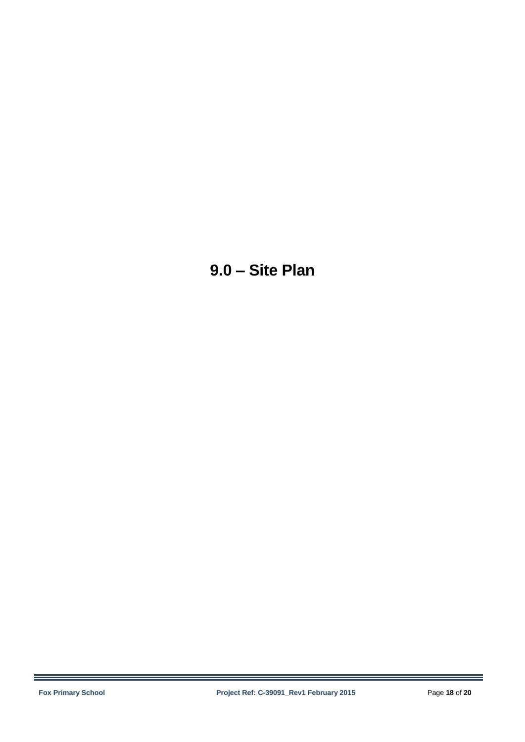# 9.0 – Site Plan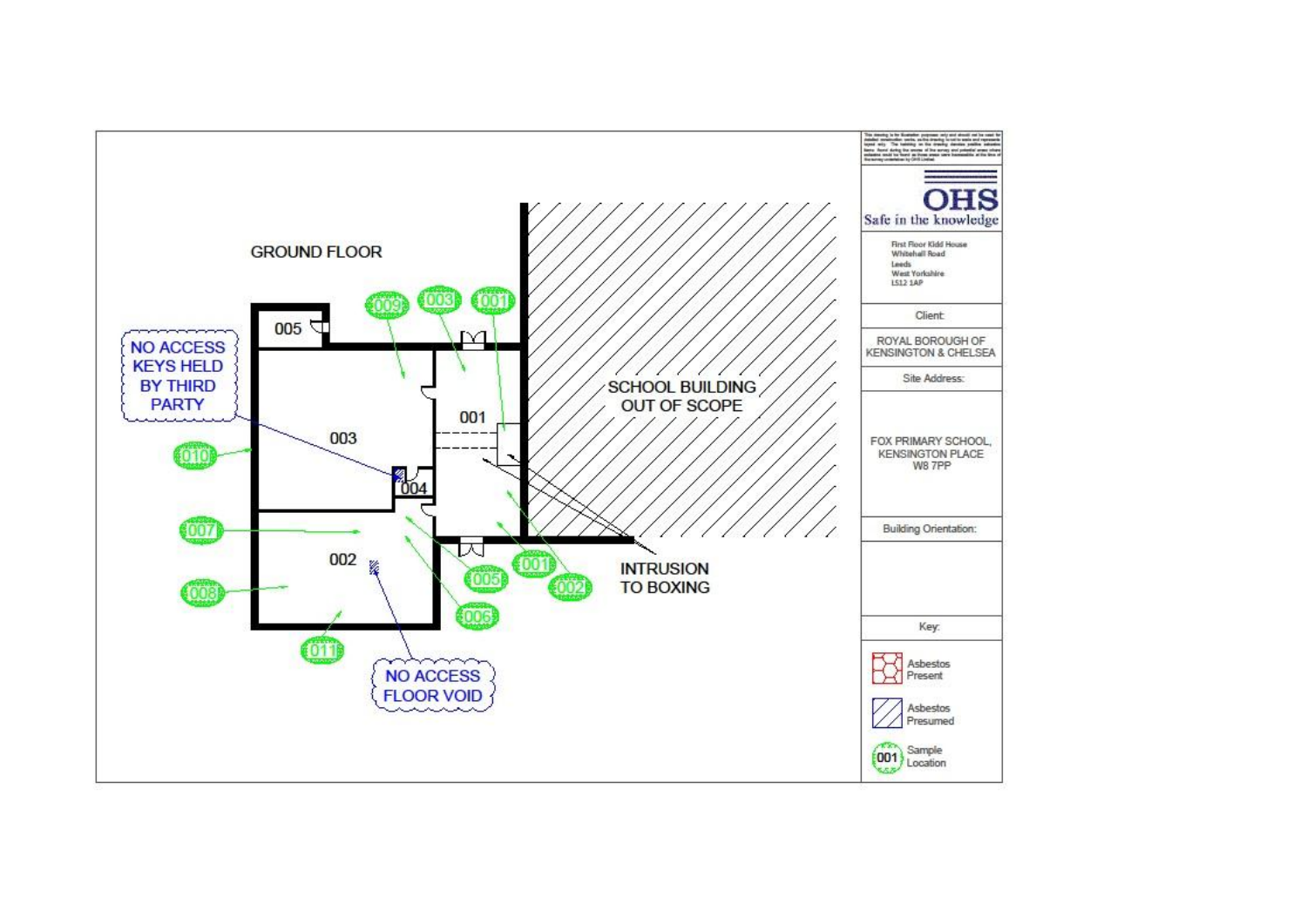GROUND FLOOR

NO ACCESS KEYS HELD BY THIRD PARTY

005

003

001

004

002

009 003 001

010

007

008

011

005

006

001

002

SCHOOL BUILDING OUT OF SCOPE

INTRUSION TO BOXING

NO ACCESS FLOOR VOID

OHS
Safe in the knowledge

First Floor Kidd House
Whitehall Road
Leeds
West Yorkshire
LS12 1AP

| Client: |
| --- |
| ROYAL BOROUGH OF KENSINGTON & CHELSEA |
| Site Address: |
| FOX PRIMARY SCHOOL, KENSINGTON PLACE W8 7PP |
| Building Orientation: |
| |
| Key: |
| Asbestos Present |
| Asbestos Presumed |
| 001 Sample Location |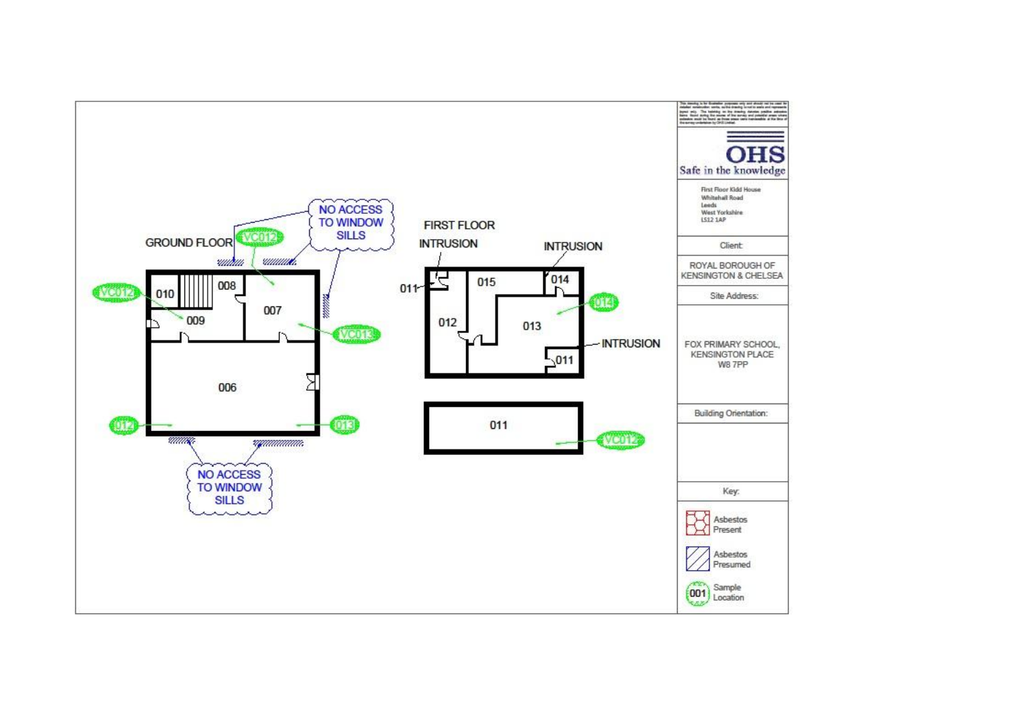GROUND FLOOR

FIRST FLOOR

NO ACCESS TO WINDOW SILLS

VC012

010

008

009

007

VC013

006

012

013

NO ACCESS TO WINDOW SILLS

INTRUSION

INTRUSION

011

015

014

012

013

014

INTRUSION

011

011

VC012

This drawing is for illustration purposes only and should not be used for detailed construction works, as the drawing is not to scale and represents layout only. The hatching on the drawing denotes positive asbestos items found during the course of the survey and potential areas where asbestos could be found as these areas were inaccessible at the time of the survey undertaken by OHS Limited.

**OHS**

Safe in the knowledge

First Floor Kidd House
Whitehall Road
Leeds
West Yorkshire
LS12 1AP

Client:

ROYAL BOROUGH OF KENSINGTON & CHELSEA

Site Address:

FOX PRIMARY SCHOOL, KENSINGTON PLACE W8 7PP

Building Orientation:

Key:

Asbestos Present

Asbestos Presumed

001 Sample Location